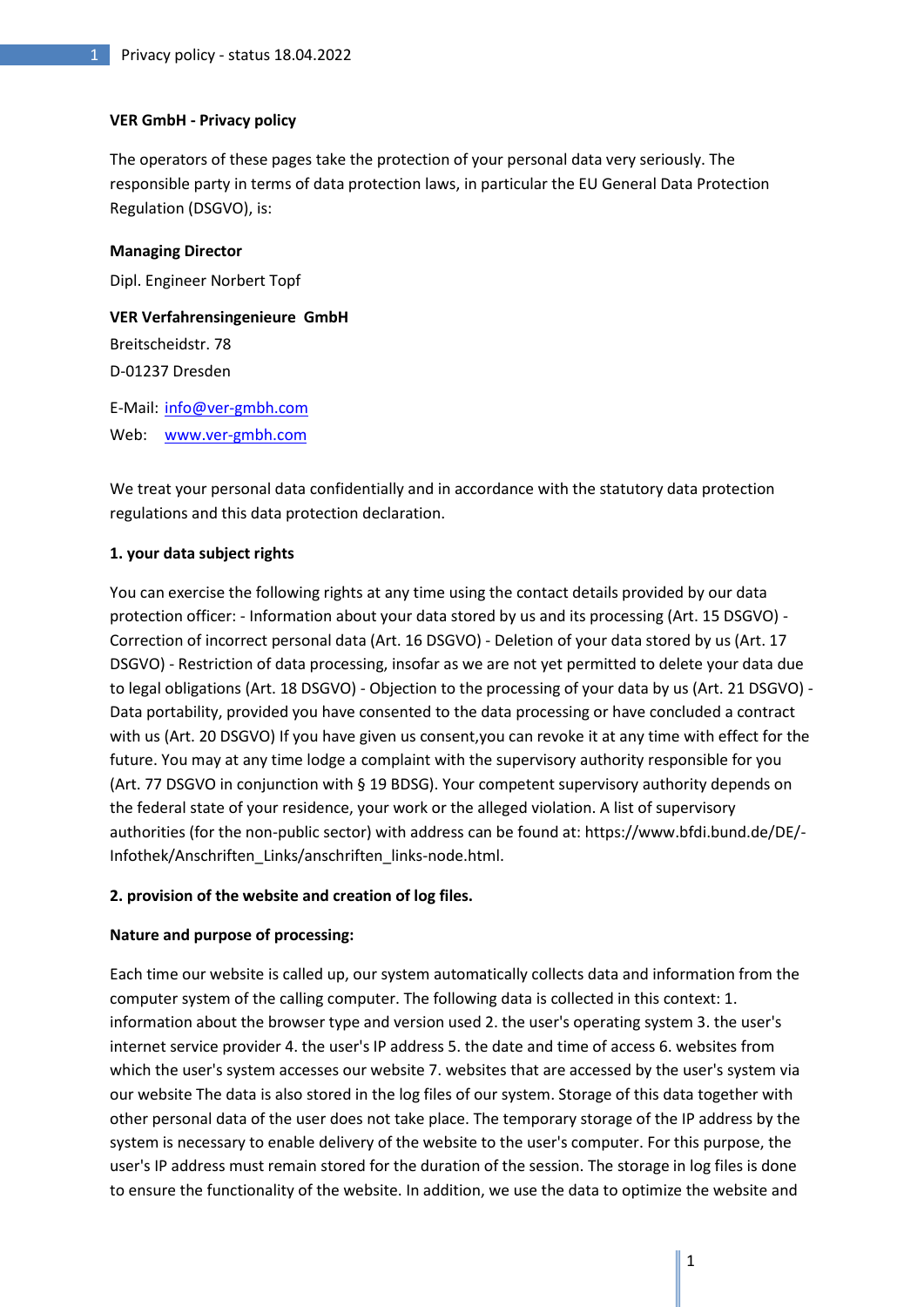# VER GmbH - Privacy policy

The operators of these pages take the protection of your personal data very seriously. The responsible party in terms of data protection laws, in particular the EU General Data Protection Regulation (DSGVO), is:

**Managing Director**

Dipl. Engineer Norbert Topf

**VER Verfahrensingenieure GmbH**
Breitscheidstr. 78
D-01237 Dresden

E-Mail: info@ver-gmbh.com
Web: www.ver-gmbh.com

We treat your personal data confidentially and in accordance with the statutory data protection regulations and this data protection declaration.

## 1. your data subject rights

You can exercise the following rights at any time using the contact details provided by our data protection officer: - Information about your data stored by us and its processing (Art. 15 DSGVO) - Correction of incorrect personal data (Art. 16 DSGVO) - Deletion of your data stored by us (Art. 17 DSGVO) - Restriction of data processing, insofar as we are not yet permitted to delete your data due to legal obligations (Art. 18 DSGVO) - Objection to the processing of your data by us (Art. 21 DSGVO) - Data portability, provided you have consented to the data processing or have concluded a contract with us (Art. 20 DSGVO) If you have given us consent,you can revoke it at any time with effect for the future. You may at any time lodge a complaint with the supervisory authority responsible for you (Art. 77 DSGVO in conjunction with § 19 BDSG). Your competent supervisory authority depends on the federal state of your residence, your work or the alleged violation. A list of supervisory authorities (for the non-public sector) with address can be found at: https://www.bfdi.bund.de/DE/-Infothek/Anschriften_Links/anschriften_links-node.html.

## 2. provision of the website and creation of log files.

**Nature and purpose of processing:**

Each time our website is called up, our system automatically collects data and information from the computer system of the calling computer. The following data is collected in this context: 1. information about the browser type and version used 2. the user's operating system 3. the user's internet service provider 4. the user's IP address 5. the date and time of access 6. websites from which the user's system accesses our website 7. websites that are accessed by the user's system via our website The data is also stored in the log files of our system. Storage of this data together with other personal data of the user does not take place. The temporary storage of the IP address by the system is necessary to enable delivery of the website to the user's computer. For this purpose, the user's IP address must remain stored for the duration of the session. The storage in log files is done to ensure the functionality of the website. In addition, we use the data to optimize the website and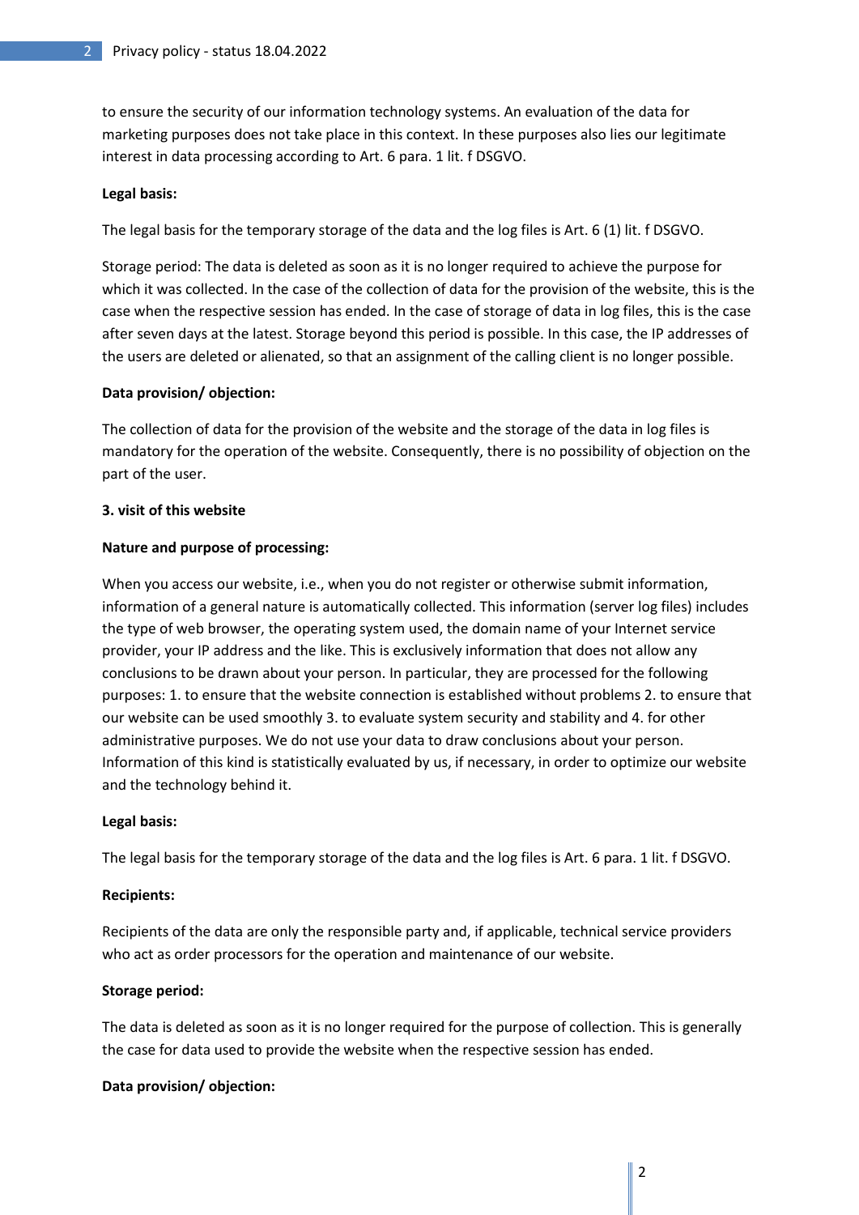to ensure the security of our information technology systems. An evaluation of the data for marketing purposes does not take place in this context. In these purposes also lies our legitimate interest in data processing according to Art. 6 para. 1 lit. f DSGVO.

**Legal basis:**

The legal basis for the temporary storage of the data and the log files is Art. 6 (1) lit. f DSGVO.

Storage period: The data is deleted as soon as it is no longer required to achieve the purpose for which it was collected. In the case of the collection of data for the provision of the website, this is the case when the respective session has ended. In the case of storage of data in log files, this is the case after seven days at the latest. Storage beyond this period is possible. In this case, the IP addresses of the users are deleted or alienated, so that an assignment of the calling client is no longer possible.

**Data provision/ objection:**

The collection of data for the provision of the website and the storage of the data in log files is mandatory for the operation of the website. Consequently, there is no possibility of objection on the part of the user.

**3. visit of this website**

**Nature and purpose of processing:**

When you access our website, i.e., when you do not register or otherwise submit information, information of a general nature is automatically collected. This information (server log files) includes the type of web browser, the operating system used, the domain name of your Internet service provider, your IP address and the like. This is exclusively information that does not allow any conclusions to be drawn about your person. In particular, they are processed for the following purposes: 1. to ensure that the website connection is established without problems 2. to ensure that our website can be used smoothly 3. to evaluate system security and stability and 4. for other administrative purposes. We do not use your data to draw conclusions about your person. Information of this kind is statistically evaluated by us, if necessary, in order to optimize our website and the technology behind it.

**Legal basis:**

The legal basis for the temporary storage of the data and the log files is Art. 6 para. 1 lit. f DSGVO.

**Recipients:**

Recipients of the data are only the responsible party and, if applicable, technical service providers who act as order processors for the operation and maintenance of our website.

**Storage period:**

The data is deleted as soon as it is no longer required for the purpose of collection. This is generally the case for data used to provide the website when the respective session has ended.

**Data provision/ objection:**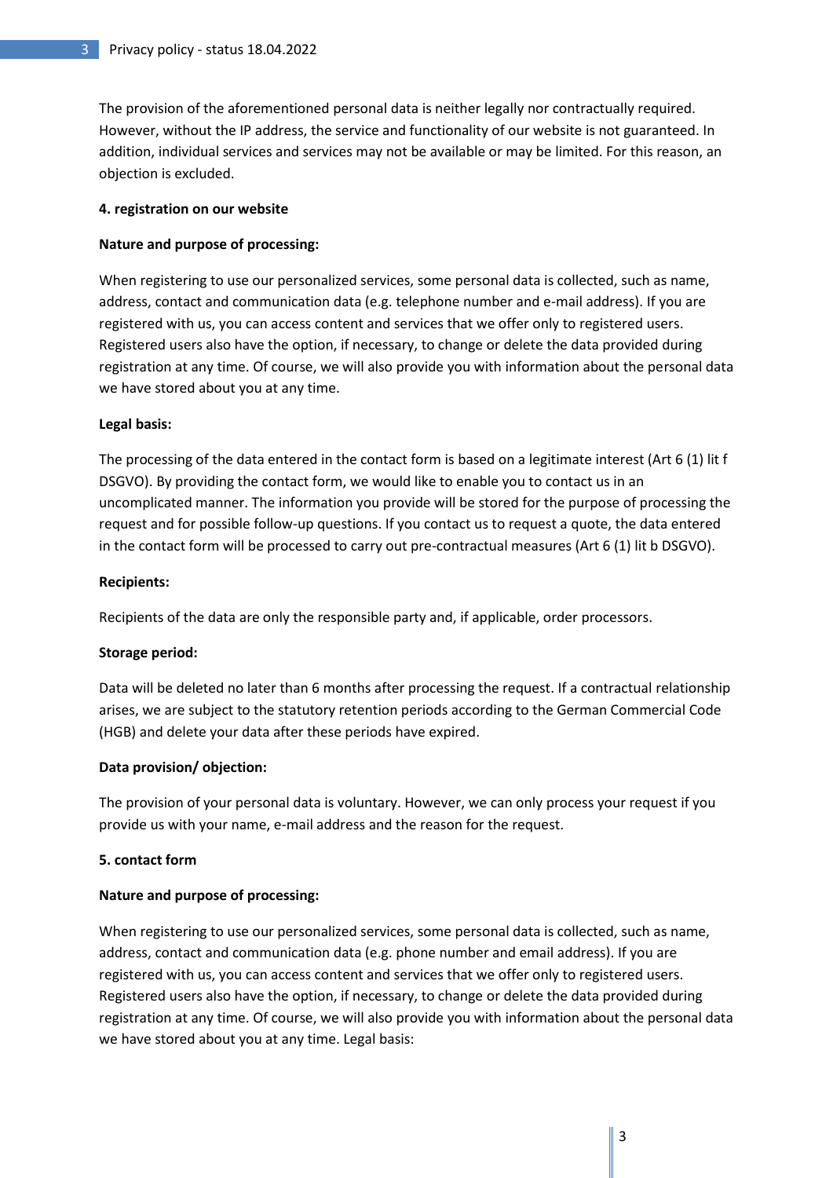The provision of the aforementioned personal data is neither legally nor contractually required. However, without the IP address, the service and functionality of our website is not guaranteed. In addition, individual services and services may not be available or may be limited. For this reason, an objection is excluded.

**4. registration on our website**

**Nature and purpose of processing:**

When registering to use our personalized services, some personal data is collected, such as name, address, contact and communication data (e.g. telephone number and e-mail address). If you are registered with us, you can access content and services that we offer only to registered users. Registered users also have the option, if necessary, to change or delete the data provided during registration at any time. Of course, we will also provide you with information about the personal data we have stored about you at any time.

**Legal basis:**

The processing of the data entered in the contact form is based on a legitimate interest (Art 6 (1) lit f DSGVO). By providing the contact form, we would like to enable you to contact us in an uncomplicated manner. The information you provide will be stored for the purpose of processing the request and for possible follow-up questions. If you contact us to request a quote, the data entered in the contact form will be processed to carry out pre-contractual measures (Art 6 (1) lit b DSGVO).

**Recipients:**

Recipients of the data are only the responsible party and, if applicable, order processors.

**Storage period:**

Data will be deleted no later than 6 months after processing the request. If a contractual relationship arises, we are subject to the statutory retention periods according to the German Commercial Code (HGB) and delete your data after these periods have expired.

**Data provision/ objection:**

The provision of your personal data is voluntary. However, we can only process your request if you provide us with your name, e-mail address and the reason for the request.

**5. contact form**

**Nature and purpose of processing:**

When registering to use our personalized services, some personal data is collected, such as name, address, contact and communication data (e.g. phone number and email address). If you are registered with us, you can access content and services that we offer only to registered users. Registered users also have the option, if necessary, to change or delete the data provided during registration at any time. Of course, we will also provide you with information about the personal data we have stored about you at any time. Legal basis: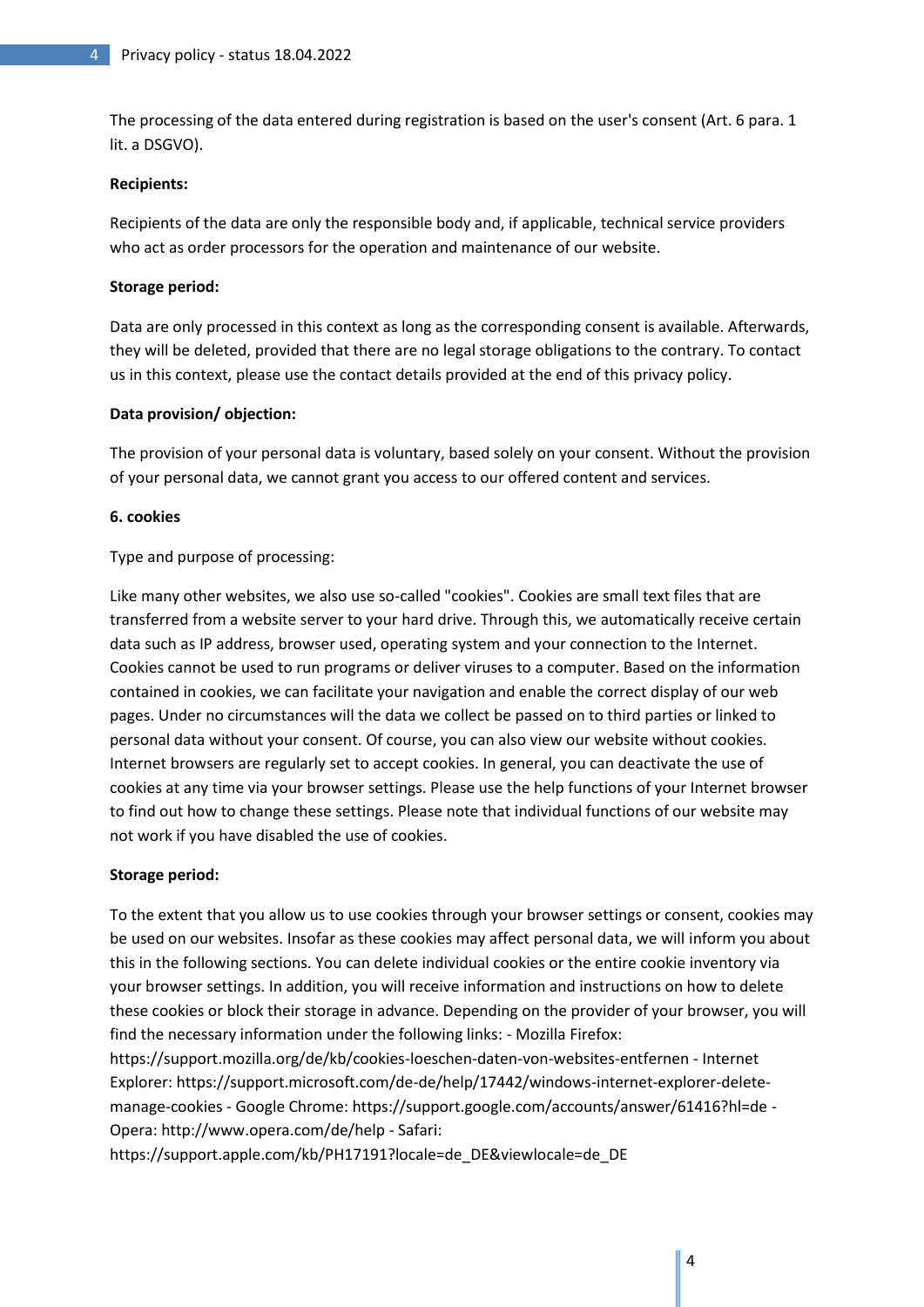The processing of the data entered during registration is based on the user's consent (Art. 6 para. 1 lit. a DSGVO).

**Recipients:**

Recipients of the data are only the responsible body and, if applicable, technical service providers who act as order processors for the operation and maintenance of our website.

**Storage period:**

Data are only processed in this context as long as the corresponding consent is available. Afterwards, they will be deleted, provided that there are no legal storage obligations to the contrary. To contact us in this context, please use the contact details provided at the end of this privacy policy.

**Data provision/ objection:**

The provision of your personal data is voluntary, based solely on your consent. Without the provision of your personal data, we cannot grant you access to our offered content and services.

**6. cookies**

Type and purpose of processing:

Like many other websites, we also use so-called "cookies". Cookies are small text files that are transferred from a website server to your hard drive. Through this, we automatically receive certain data such as IP address, browser used, operating system and your connection to the Internet. Cookies cannot be used to run programs or deliver viruses to a computer. Based on the information contained in cookies, we can facilitate your navigation and enable the correct display of our web pages. Under no circumstances will the data we collect be passed on to third parties or linked to personal data without your consent. Of course, you can also view our website without cookies. Internet browsers are regularly set to accept cookies. In general, you can deactivate the use of cookies at any time via your browser settings. Please use the help functions of your Internet browser to find out how to change these settings. Please note that individual functions of our website may not work if you have disabled the use of cookies.

**Storage period:**

To the extent that you allow us to use cookies through your browser settings or consent, cookies may be used on our websites. Insofar as these cookies may affect personal data, we will inform you about this in the following sections. You can delete individual cookies or the entire cookie inventory via your browser settings. In addition, you will receive information and instructions on how to delete these cookies or block their storage in advance. Depending on the provider of your browser, you will find the necessary information under the following links: - Mozilla Firefox: https://support.mozilla.org/de/kb/cookies-loeschen-daten-von-websites-entfernen - Internet Explorer: https://support.microsoft.com/de-de/help/17442/windows-internet-explorer-delete-manage-cookies - Google Chrome: https://support.google.com/accounts/answer/61416?hl=de - Opera: http://www.opera.com/de/help - Safari: https://support.apple.com/kb/PH17191?locale=de_DE&viewlocale=de_DE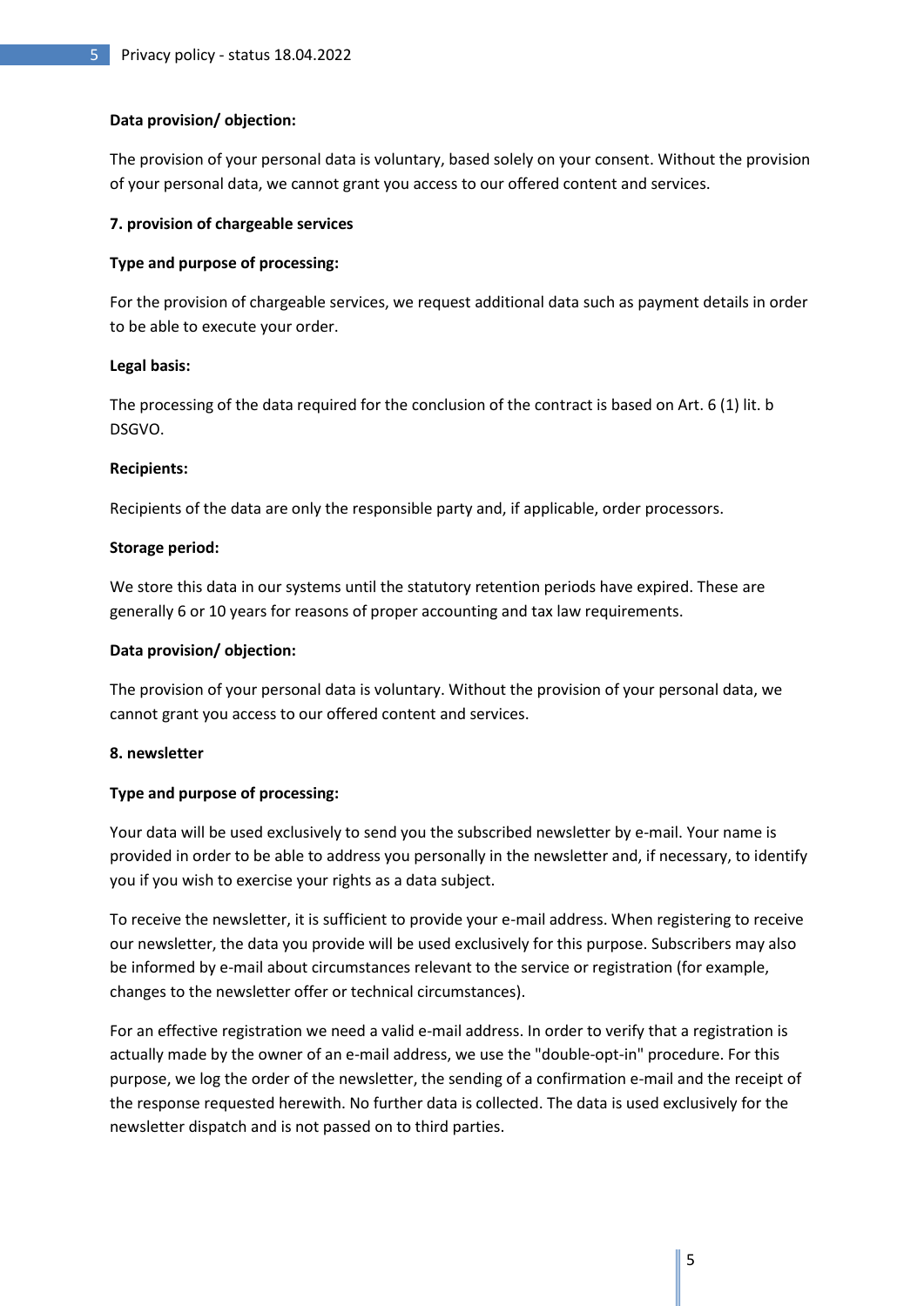**Data provision/ objection:**

The provision of your personal data is voluntary, based solely on your consent. Without the provision of your personal data, we cannot grant you access to our offered content and services.

## 7. provision of chargeable services

**Type and purpose of processing:**

For the provision of chargeable services, we request additional data such as payment details in order to be able to execute your order.

**Legal basis:**

The processing of the data required for the conclusion of the contract is based on Art. 6 (1) lit. b DSGVO.

**Recipients:**

Recipients of the data are only the responsible party and, if applicable, order processors.

**Storage period:**

We store this data in our systems until the statutory retention periods have expired. These are generally 6 or 10 years for reasons of proper accounting and tax law requirements.

**Data provision/ objection:**

The provision of your personal data is voluntary. Without the provision of your personal data, we cannot grant you access to our offered content and services.

## 8. newsletter

**Type and purpose of processing:**

Your data will be used exclusively to send you the subscribed newsletter by e-mail. Your name is provided in order to be able to address you personally in the newsletter and, if necessary, to identify you if you wish to exercise your rights as a data subject.

To receive the newsletter, it is sufficient to provide your e-mail address. When registering to receive our newsletter, the data you provide will be used exclusively for this purpose. Subscribers may also be informed by e-mail about circumstances relevant to the service or registration (for example, changes to the newsletter offer or technical circumstances).

For an effective registration we need a valid e-mail address. In order to verify that a registration is actually made by the owner of an e-mail address, we use the "double-opt-in" procedure. For this purpose, we log the order of the newsletter, the sending of a confirmation e-mail and the receipt of the response requested herewith. No further data is collected. The data is used exclusively for the newsletter dispatch and is not passed on to third parties.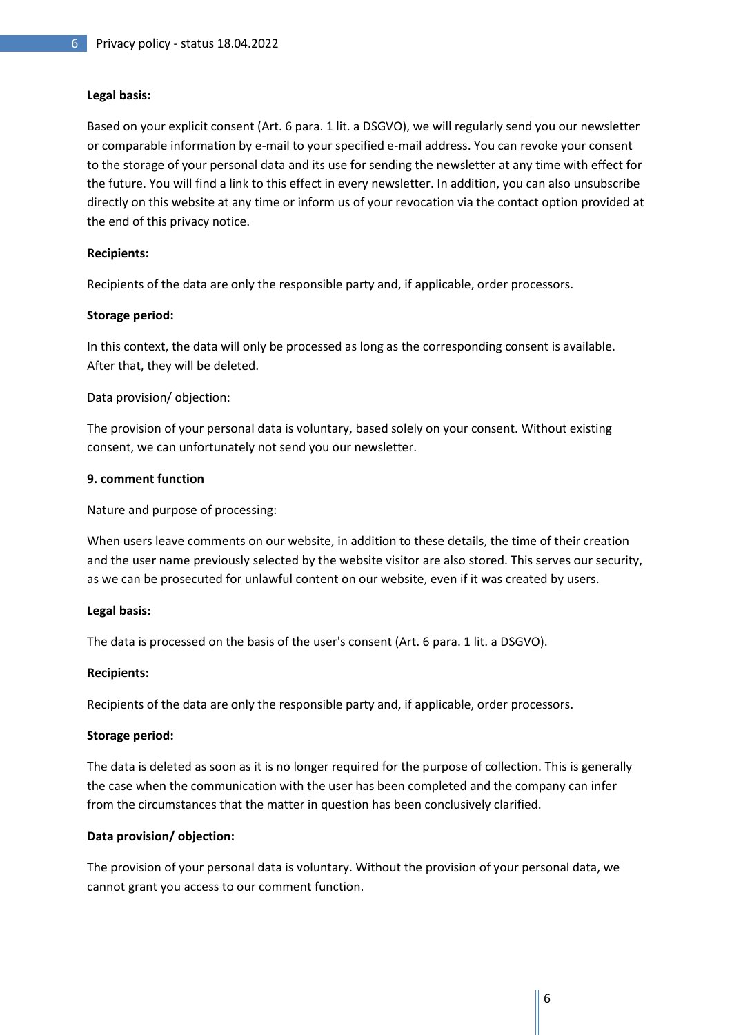**Legal basis:**

Based on your explicit consent (Art. 6 para. 1 lit. a DSGVO), we will regularly send you our newsletter or comparable information by e-mail to your specified e-mail address. You can revoke your consent to the storage of your personal data and its use for sending the newsletter at any time with effect for the future. You will find a link to this effect in every newsletter. In addition, you can also unsubscribe directly on this website at any time or inform us of your revocation via the contact option provided at the end of this privacy notice.

**Recipients:**

Recipients of the data are only the responsible party and, if applicable, order processors.

**Storage period:**

In this context, the data will only be processed as long as the corresponding consent is available. After that, they will be deleted.

Data provision/ objection:

The provision of your personal data is voluntary, based solely on your consent. Without existing consent, we can unfortunately not send you our newsletter.

**9. comment function**

Nature and purpose of processing:

When users leave comments on our website, in addition to these details, the time of their creation and the user name previously selected by the website visitor are also stored. This serves our security, as we can be prosecuted for unlawful content on our website, even if it was created by users.

**Legal basis:**

The data is processed on the basis of the user's consent (Art. 6 para. 1 lit. a DSGVO).

**Recipients:**

Recipients of the data are only the responsible party and, if applicable, order processors.

**Storage period:**

The data is deleted as soon as it is no longer required for the purpose of collection. This is generally the case when the communication with the user has been completed and the company can infer from the circumstances that the matter in question has been conclusively clarified.

**Data provision/ objection:**

The provision of your personal data is voluntary. Without the provision of your personal data, we cannot grant you access to our comment function.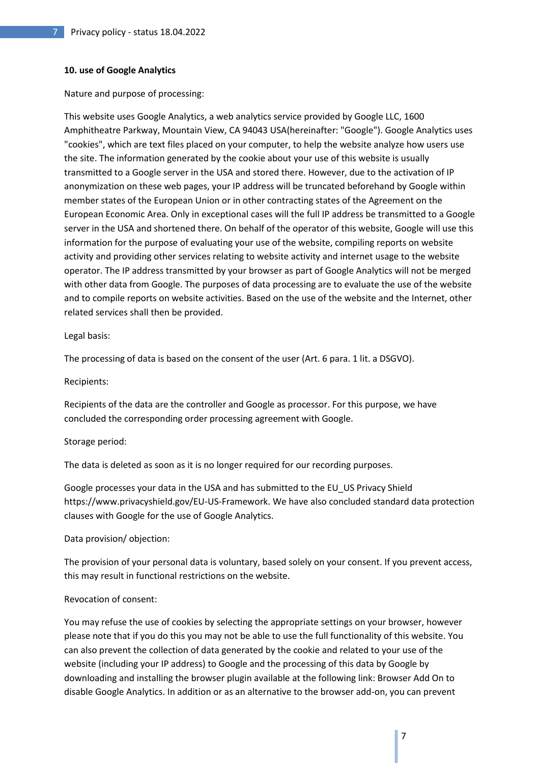## 10. use of Google Analytics

Nature and purpose of processing:

This website uses Google Analytics, a web analytics service provided by Google LLC, 1600 Amphitheatre Parkway, Mountain View, CA 94043 USA(hereinafter: "Google"). Google Analytics uses "cookies", which are text files placed on your computer, to help the website analyze how users use the site. The information generated by the cookie about your use of this website is usually transmitted to a Google server in the USA and stored there. However, due to the activation of IP anonymization on these web pages, your IP address will be truncated beforehand by Google within member states of the European Union or in other contracting states of the Agreement on the European Economic Area. Only in exceptional cases will the full IP address be transmitted to a Google server in the USA and shortened there. On behalf of the operator of this website, Google will use this information for the purpose of evaluating your use of the website, compiling reports on website activity and providing other services relating to website activity and internet usage to the website operator. The IP address transmitted by your browser as part of Google Analytics will not be merged with other data from Google. The purposes of data processing are to evaluate the use of the website and to compile reports on website activities. Based on the use of the website and the Internet, other related services shall then be provided.

Legal basis:

The processing of data is based on the consent of the user (Art. 6 para. 1 lit. a DSGVO).

Recipients:

Recipients of the data are the controller and Google as processor. For this purpose, we have concluded the corresponding order processing agreement with Google.

Storage period:

The data is deleted as soon as it is no longer required for our recording purposes.

Google processes your data in the USA and has submitted to the EU_US Privacy Shield https://www.privacyshield.gov/EU-US-Framework. We have also concluded standard data protection clauses with Google for the use of Google Analytics.

Data provision/ objection:

The provision of your personal data is voluntary, based solely on your consent. If you prevent access, this may result in functional restrictions on the website.

Revocation of consent:

You may refuse the use of cookies by selecting the appropriate settings on your browser, however please note that if you do this you may not be able to use the full functionality of this website. You can also prevent the collection of data generated by the cookie and related to your use of the website (including your IP address) to Google and the processing of this data by Google by downloading and installing the browser plugin available at the following link: Browser Add On to disable Google Analytics. In addition or as an alternative to the browser add-on, you can prevent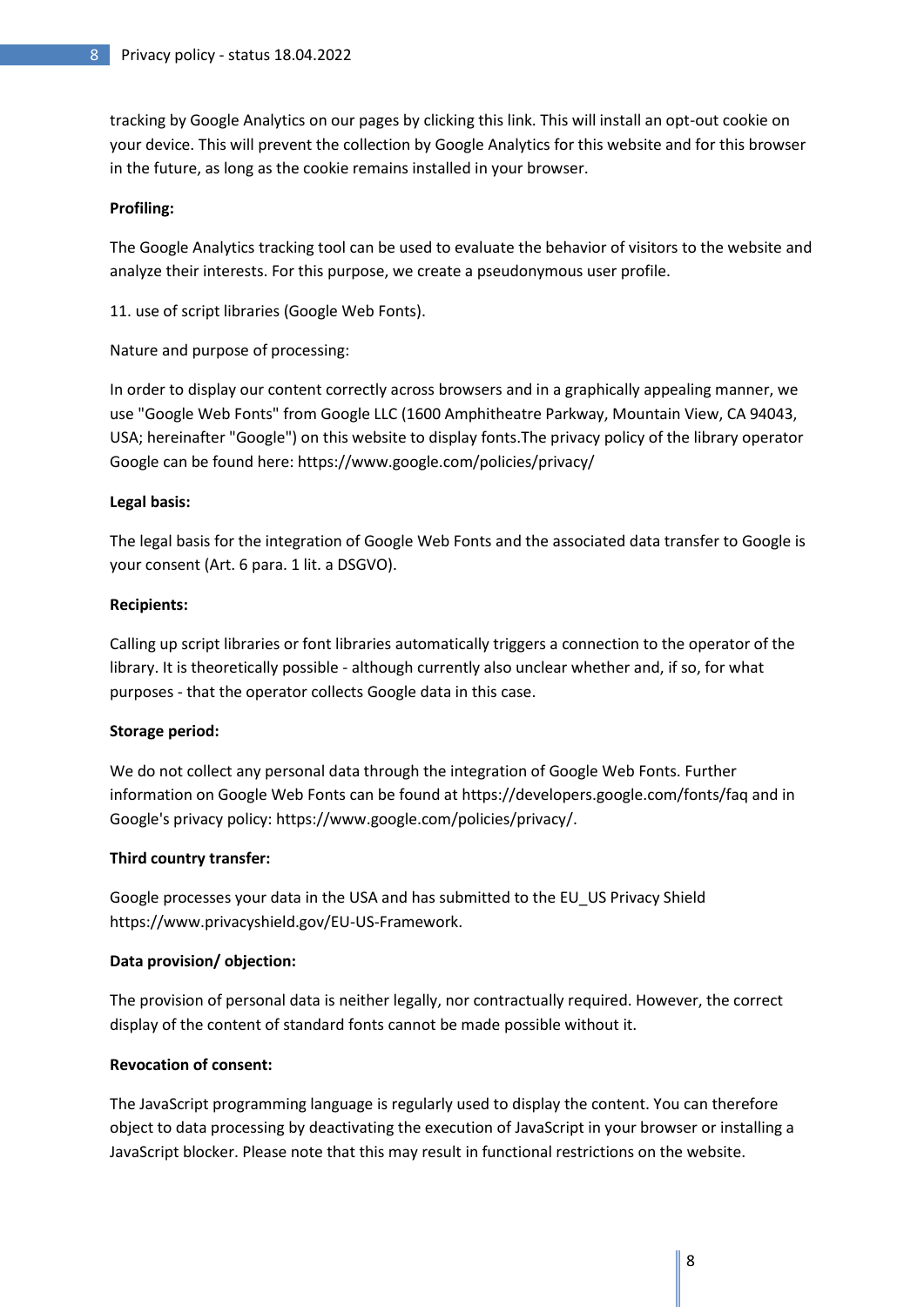tracking by Google Analytics on our pages by clicking this link. This will install an opt-out cookie on your device. This will prevent the collection by Google Analytics for this website and for this browser in the future, as long as the cookie remains installed in your browser.

**Profiling:**

The Google Analytics tracking tool can be used to evaluate the behavior of visitors to the website and analyze their interests. For this purpose, we create a pseudonymous user profile.

11. use of script libraries (Google Web Fonts).

Nature and purpose of processing:

In order to display our content correctly across browsers and in a graphically appealing manner, we use "Google Web Fonts" from Google LLC (1600 Amphitheatre Parkway, Mountain View, CA 94043, USA; hereinafter "Google") on this website to display fonts.The privacy policy of the library operator Google can be found here: https://www.google.com/policies/privacy/

**Legal basis:**

The legal basis for the integration of Google Web Fonts and the associated data transfer to Google is your consent (Art. 6 para. 1 lit. a DSGVO).

**Recipients:**

Calling up script libraries or font libraries automatically triggers a connection to the operator of the library. It is theoretically possible - although currently also unclear whether and, if so, for what purposes - that the operator collects Google data in this case.

**Storage period:**

We do not collect any personal data through the integration of Google Web Fonts. Further information on Google Web Fonts can be found at https://developers.google.com/fonts/faq and in Google's privacy policy: https://www.google.com/policies/privacy/.

**Third country transfer:**

Google processes your data in the USA and has submitted to the EU_US Privacy Shield https://www.privacyshield.gov/EU-US-Framework.

**Data provision/ objection:**

The provision of personal data is neither legally, nor contractually required. However, the correct display of the content of standard fonts cannot be made possible without it.

**Revocation of consent:**

The JavaScript programming language is regularly used to display the content. You can therefore object to data processing by deactivating the execution of JavaScript in your browser or installing a JavaScript blocker. Please note that this may result in functional restrictions on the website.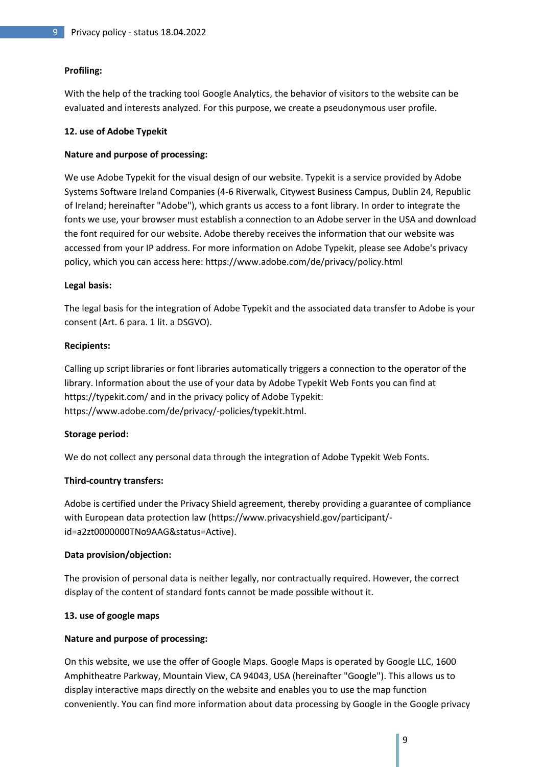**Profiling:**

With the help of the tracking tool Google Analytics, the behavior of visitors to the website can be evaluated and interests analyzed. For this purpose, we create a pseudonymous user profile.

**12. use of Adobe Typekit**

**Nature and purpose of processing:**

We use Adobe Typekit for the visual design of our website. Typekit is a service provided by Adobe Systems Software Ireland Companies (4-6 Riverwalk, Citywest Business Campus, Dublin 24, Republic of Ireland; hereinafter "Adobe"), which grants us access to a font library. In order to integrate the fonts we use, your browser must establish a connection to an Adobe server in the USA and download the font required for our website. Adobe thereby receives the information that our website was accessed from your IP address. For more information on Adobe Typekit, please see Adobe's privacy policy, which you can access here: https://www.adobe.com/de/privacy/policy.html

**Legal basis:**

The legal basis for the integration of Adobe Typekit and the associated data transfer to Adobe is your consent (Art. 6 para. 1 lit. a DSGVO).

**Recipients:**

Calling up script libraries or font libraries automatically triggers a connection to the operator of the library. Information about the use of your data by Adobe Typekit Web Fonts you can find at https://typekit.com/ and in the privacy policy of Adobe Typekit: https://www.adobe.com/de/privacy/-policies/typekit.html.

**Storage period:**

We do not collect any personal data through the integration of Adobe Typekit Web Fonts.

**Third-country transfers:**

Adobe is certified under the Privacy Shield agreement, thereby providing a guarantee of compliance with European data protection law (https://www.privacyshield.gov/participant/-id=a2zt0000000TNo9AAG&status=Active).

**Data provision/objection:**

The provision of personal data is neither legally, nor contractually required. However, the correct display of the content of standard fonts cannot be made possible without it.

**13. use of google maps**

**Nature and purpose of processing:**

On this website, we use the offer of Google Maps. Google Maps is operated by Google LLC, 1600 Amphitheatre Parkway, Mountain View, CA 94043, USA (hereinafter "Google"). This allows us to display interactive maps directly on the website and enables you to use the map function conveniently. You can find more information about data processing by Google in the Google privacy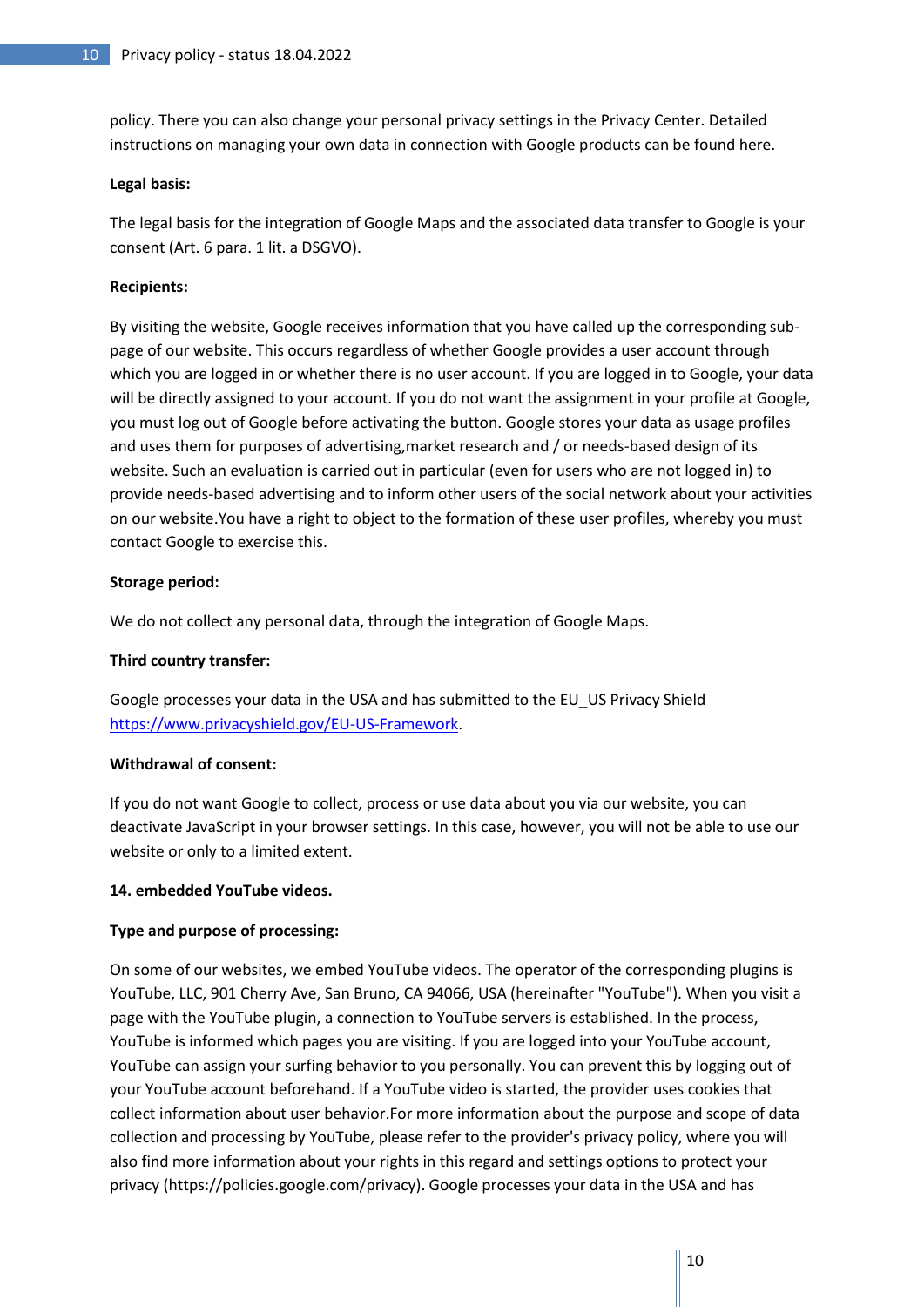policy. There you can also change your personal privacy settings in the Privacy Center. Detailed instructions on managing your own data in connection with Google products can be found here.

**Legal basis:**

The legal basis for the integration of Google Maps and the associated data transfer to Google is your consent (Art. 6 para. 1 lit. a DSGVO).

**Recipients:**

By visiting the website, Google receives information that you have called up the corresponding sub-page of our website. This occurs regardless of whether Google provides a user account through which you are logged in or whether there is no user account. If you are logged in to Google, your data will be directly assigned to your account. If you do not want the assignment in your profile at Google, you must log out of Google before activating the button. Google stores your data as usage profiles and uses them for purposes of advertising,market research and / or needs-based design of its website. Such an evaluation is carried out in particular (even for users who are not logged in) to provide needs-based advertising and to inform other users of the social network about your activities on our website.You have a right to object to the formation of these user profiles, whereby you must contact Google to exercise this.

**Storage period:**

We do not collect any personal data, through the integration of Google Maps.

**Third country transfer:**

Google processes your data in the USA and has submitted to the EU_US Privacy Shield [https://www.privacyshield.gov/EU-US-Framework](https://www.privacyshield.gov/EU-US-Framework).

**Withdrawal of consent:**

If you do not want Google to collect, process or use data about you via our website, you can deactivate JavaScript in your browser settings. In this case, however, you will not be able to use our website or only to a limited extent.

**14. embedded YouTube videos.**

**Type and purpose of processing:**

On some of our websites, we embed YouTube videos. The operator of the corresponding plugins is YouTube, LLC, 901 Cherry Ave, San Bruno, CA 94066, USA (hereinafter "YouTube"). When you visit a page with the YouTube plugin, a connection to YouTube servers is established. In the process, YouTube is informed which pages you are visiting. If you are logged into your YouTube account, YouTube can assign your surfing behavior to you personally. You can prevent this by logging out of your YouTube account beforehand. If a YouTube video is started, the provider uses cookies that collect information about user behavior.For more information about the purpose and scope of data collection and processing by YouTube, please refer to the provider's privacy policy, where you will also find more information about your rights in this regard and settings options to protect your privacy (https://policies.google.com/privacy). Google processes your data in the USA and has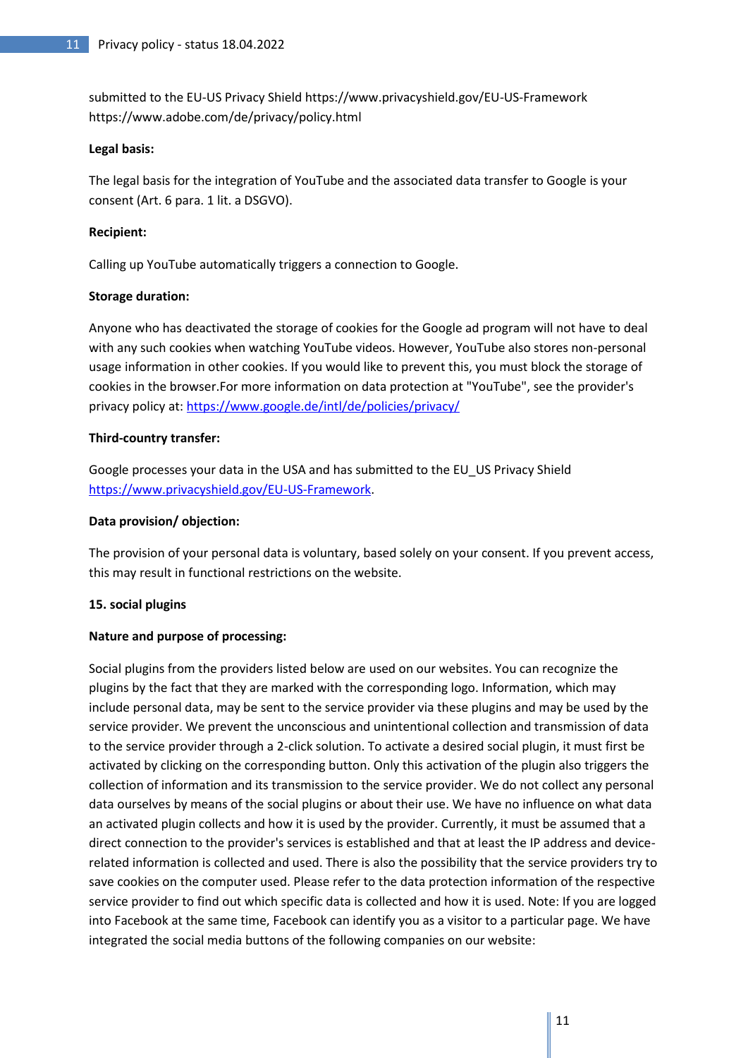submitted to the EU-US Privacy Shield https://www.privacyshield.gov/EU-US-Framework https://www.adobe.com/de/privacy/policy.html

**Legal basis:**

The legal basis for the integration of YouTube and the associated data transfer to Google is your consent (Art. 6 para. 1 lit. a DSGVO).

**Recipient:**

Calling up YouTube automatically triggers a connection to Google.

**Storage duration:**

Anyone who has deactivated the storage of cookies for the Google ad program will not have to deal with any such cookies when watching YouTube videos. However, YouTube also stores non-personal usage information in other cookies. If you would like to prevent this, you must block the storage of cookies in the browser.For more information on data protection at "YouTube", see the provider's privacy policy at: https://www.google.de/intl/de/policies/privacy/

**Third-country transfer:**

Google processes your data in the USA and has submitted to the EU_US Privacy Shield https://www.privacyshield.gov/EU-US-Framework.

**Data provision/ objection:**

The provision of your personal data is voluntary, based solely on your consent. If you prevent access, this may result in functional restrictions on the website.

**15. social plugins**

**Nature and purpose of processing:**

Social plugins from the providers listed below are used on our websites. You can recognize the plugins by the fact that they are marked with the corresponding logo. Information, which may include personal data, may be sent to the service provider via these plugins and may be used by the service provider. We prevent the unconscious and unintentional collection and transmission of data to the service provider through a 2-click solution. To activate a desired social plugin, it must first be activated by clicking on the corresponding button. Only this activation of the plugin also triggers the collection of information and its transmission to the service provider. We do not collect any personal data ourselves by means of the social plugins or about their use. We have no influence on what data an activated plugin collects and how it is used by the provider. Currently, it must be assumed that a direct connection to the provider's services is established and that at least the IP address and device-related information is collected and used. There is also the possibility that the service providers try to save cookies on the computer used. Please refer to the data protection information of the respective service provider to find out which specific data is collected and how it is used. Note: If you are logged into Facebook at the same time, Facebook can identify you as a visitor to a particular page. We have integrated the social media buttons of the following companies on our website: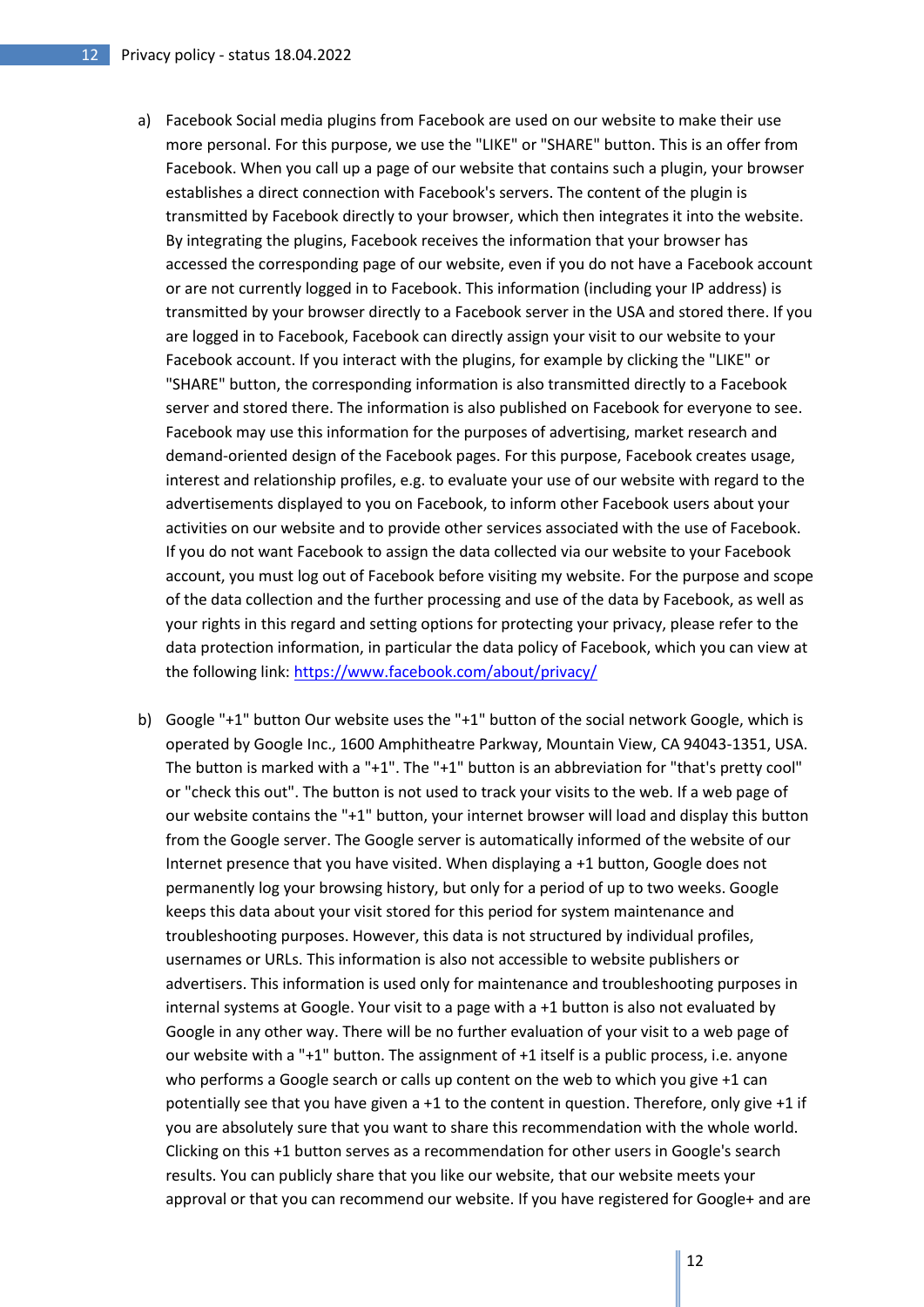a) Facebook Social media plugins from Facebook are used on our website to make their use more personal. For this purpose, we use the "LIKE" or "SHARE" button. This is an offer from Facebook. When you call up a page of our website that contains such a plugin, your browser establishes a direct connection with Facebook's servers. The content of the plugin is transmitted by Facebook directly to your browser, which then integrates it into the website. By integrating the plugins, Facebook receives the information that your browser has accessed the corresponding page of our website, even if you do not have a Facebook account or are not currently logged in to Facebook. This information (including your IP address) is transmitted by your browser directly to a Facebook server in the USA and stored there. If you are logged in to Facebook, Facebook can directly assign your visit to our website to your Facebook account. If you interact with the plugins, for example by clicking the "LIKE" or "SHARE" button, the corresponding information is also transmitted directly to a Facebook server and stored there. The information is also published on Facebook for everyone to see. Facebook may use this information for the purposes of advertising, market research and demand-oriented design of the Facebook pages. For this purpose, Facebook creates usage, interest and relationship profiles, e.g. to evaluate your use of our website with regard to the advertisements displayed to you on Facebook, to inform other Facebook users about your activities on our website and to provide other services associated with the use of Facebook. If you do not want Facebook to assign the data collected via our website to your Facebook account, you must log out of Facebook before visiting my website. For the purpose and scope of the data collection and the further processing and use of the data by Facebook, as well as your rights in this regard and setting options for protecting your privacy, please refer to the data protection information, in particular the data policy of Facebook, which you can view at the following link: [https://www.facebook.com/about/privacy/](https://www.facebook.com/about/privacy/)

b) Google "+1" button Our website uses the "+1" button of the social network Google, which is operated by Google Inc., 1600 Amphitheatre Parkway, Mountain View, CA 94043-1351, USA. The button is marked with a "+1". The "+1" button is an abbreviation for "that's pretty cool" or "check this out". The button is not used to track your visits to the web. If a web page of our website contains the "+1" button, your internet browser will load and display this button from the Google server. The Google server is automatically informed of the website of our Internet presence that you have visited. When displaying a +1 button, Google does not permanently log your browsing history, but only for a period of up to two weeks. Google keeps this data about your visit stored for this period for system maintenance and troubleshooting purposes. However, this data is not structured by individual profiles, usernames or URLs. This information is also not accessible to website publishers or advertisers. This information is used only for maintenance and troubleshooting purposes in internal systems at Google. Your visit to a page with a +1 button is also not evaluated by Google in any other way. There will be no further evaluation of your visit to a web page of our website with a "+1" button. The assignment of +1 itself is a public process, i.e. anyone who performs a Google search or calls up content on the web to which you give +1 can potentially see that you have given a +1 to the content in question. Therefore, only give +1 if you are absolutely sure that you want to share this recommendation with the whole world. Clicking on this +1 button serves as a recommendation for other users in Google's search results. You can publicly share that you like our website, that our website meets your approval or that you can recommend our website. If you have registered for Google+ and are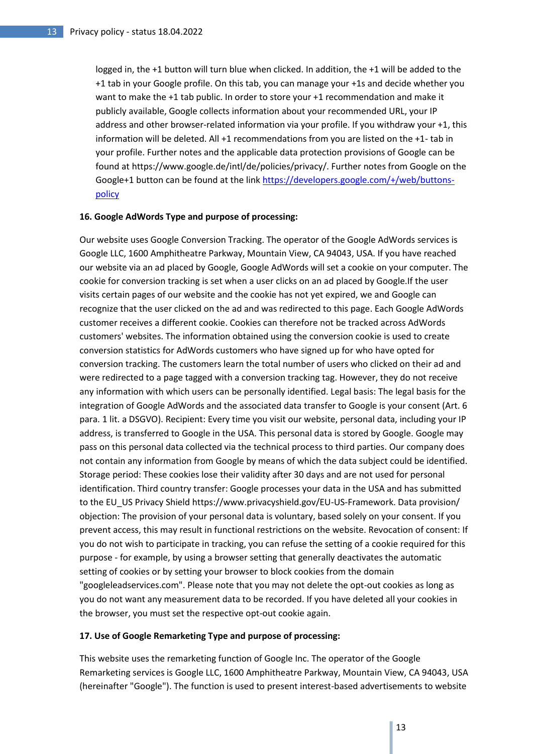logged in, the +1 button will turn blue when clicked. In addition, the +1 will be added to the +1 tab in your Google profile. On this tab, you can manage your +1s and decide whether you want to make the +1 tab public. In order to store your +1 recommendation and make it publicly available, Google collects information about your recommended URL, your IP address and other browser-related information via your profile. If you withdraw your +1, this information will be deleted. All +1 recommendations from you are listed on the +1- tab in your profile. Further notes and the applicable data protection provisions of Google can be found at https://www.google.de/intl/de/policies/privacy/. Further notes from Google on the Google+1 button can be found at the link [https://developers.google.com/+/web/buttons-policy](https://developers.google.com/+/web/buttons-policy)

**16. Google AdWords Type and purpose of processing:**

Our website uses Google Conversion Tracking. The operator of the Google AdWords services is Google LLC, 1600 Amphitheatre Parkway, Mountain View, CA 94043, USA. If you have reached our website via an ad placed by Google, Google AdWords will set a cookie on your computer. The cookie for conversion tracking is set when a user clicks on an ad placed by Google.If the user visits certain pages of our website and the cookie has not yet expired, we and Google can recognize that the user clicked on the ad and was redirected to this page. Each Google AdWords customer receives a different cookie. Cookies can therefore not be tracked across AdWords customers' websites. The information obtained using the conversion cookie is used to create conversion statistics for AdWords customers who have signed up for who have opted for conversion tracking. The customers learn the total number of users who clicked on their ad and were redirected to a page tagged with a conversion tracking tag. However, they do not receive any information with which users can be personally identified. Legal basis: The legal basis for the integration of Google AdWords and the associated data transfer to Google is your consent (Art. 6 para. 1 lit. a DSGVO). Recipient: Every time you visit our website, personal data, including your IP address, is transferred to Google in the USA. This personal data is stored by Google. Google may pass on this personal data collected via the technical process to third parties. Our company does not contain any information from Google by means of which the data subject could be identified. Storage period: These cookies lose their validity after 30 days and are not used for personal identification. Third country transfer: Google processes your data in the USA and has submitted to the EU_US Privacy Shield https://www.privacyshield.gov/EU-US-Framework. Data provision/ objection: The provision of your personal data is voluntary, based solely on your consent. If you prevent access, this may result in functional restrictions on the website. Revocation of consent: If you do not wish to participate in tracking, you can refuse the setting of a cookie required for this purpose - for example, by using a browser setting that generally deactivates the automatic setting of cookies or by setting your browser to block cookies from the domain "googleleadservices.com". Please note that you may not delete the opt-out cookies as long as you do not want any measurement data to be recorded. If you have deleted all your cookies in the browser, you must set the respective opt-out cookie again.

**17. Use of Google Remarketing Type and purpose of processing:**

This website uses the remarketing function of Google Inc. The operator of the Google Remarketing services is Google LLC, 1600 Amphitheatre Parkway, Mountain View, CA 94043, USA (hereinafter "Google"). The function is used to present interest-based advertisements to website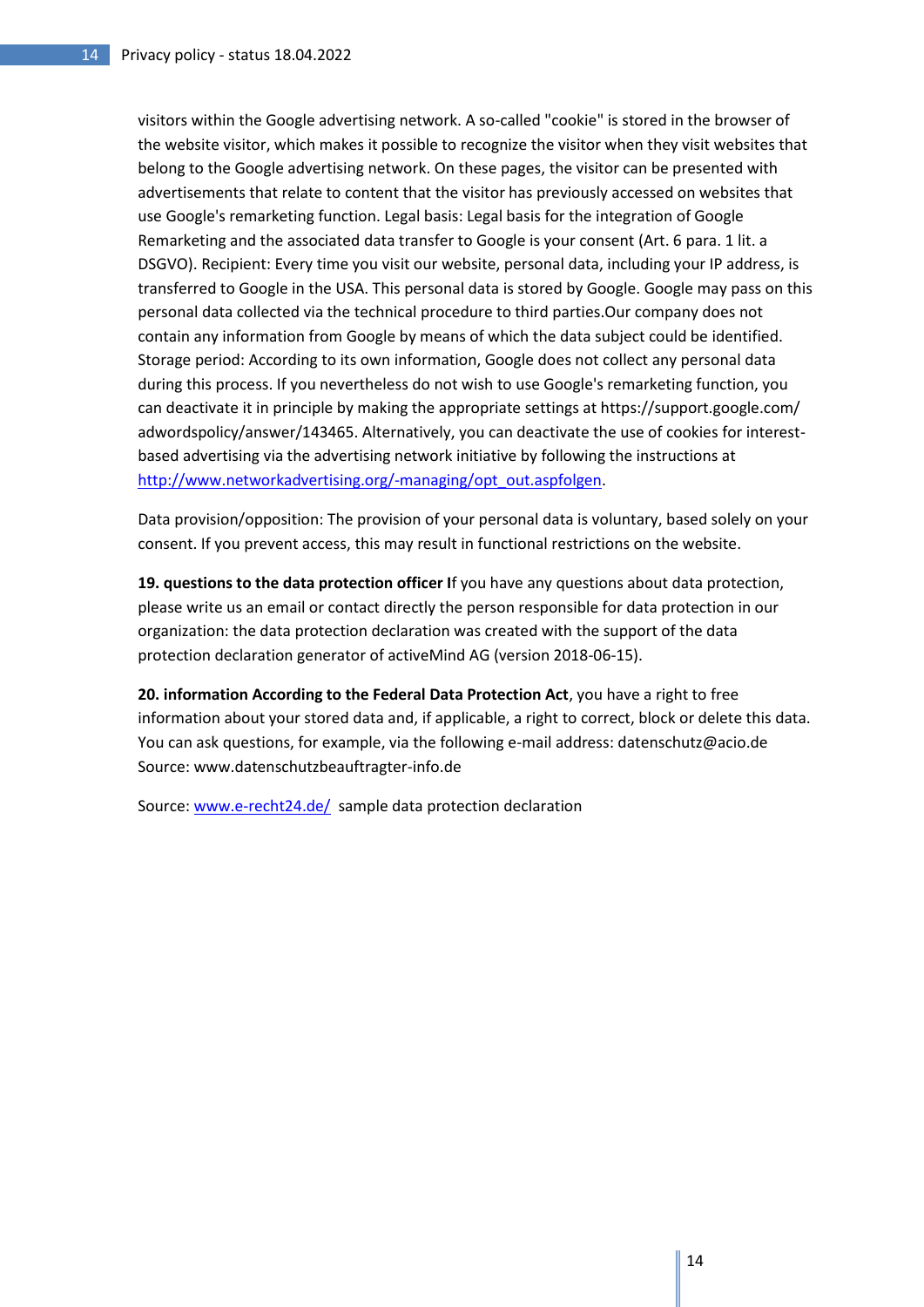visitors within the Google advertising network. A so-called "cookie" is stored in the browser of the website visitor, which makes it possible to recognize the visitor when they visit websites that belong to the Google advertising network. On these pages, the visitor can be presented with advertisements that relate to content that the visitor has previously accessed on websites that use Google's remarketing function. Legal basis: Legal basis for the integration of Google Remarketing and the associated data transfer to Google is your consent (Art. 6 para. 1 lit. a DSGVO). Recipient: Every time you visit our website, personal data, including your IP address, is transferred to Google in the USA. This personal data is stored by Google. Google may pass on this personal data collected via the technical procedure to third parties.Our company does not contain any information from Google by means of which the data subject could be identified. Storage period: According to its own information, Google does not collect any personal data during this process. If you nevertheless do not wish to use Google's remarketing function, you can deactivate it in principle by making the appropriate settings at https://support.google.com/adwordspolicy/answer/143465. Alternatively, you can deactivate the use of cookies for interest-based advertising via the advertising network initiative by following the instructions at [http://www.networkadvertising.org/-managing/opt_out.aspfolgen](http://www.networkadvertising.org/-managing/opt_out.aspfolgen).

Data provision/opposition: The provision of your personal data is voluntary, based solely on your consent. If you prevent access, this may result in functional restrictions on the website.

**19. questions to the data protection officer I**f you have any questions about data protection, please write us an email or contact directly the person responsible for data protection in our organization: the data protection declaration was created with the support of the data protection declaration generator of activeMind AG (version 2018-06-15).

**20. information According to the Federal Data Protection Act**, you have a right to free information about your stored data and, if applicable, a right to correct, block or delete this data. You can ask questions, for example, via the following e-mail address: datenschutz@acio.de Source: www.datenschutzbeauftragter-info.de

Source: [www.e-recht24.de/](http://www.e-recht24.de/) sample data protection declaration